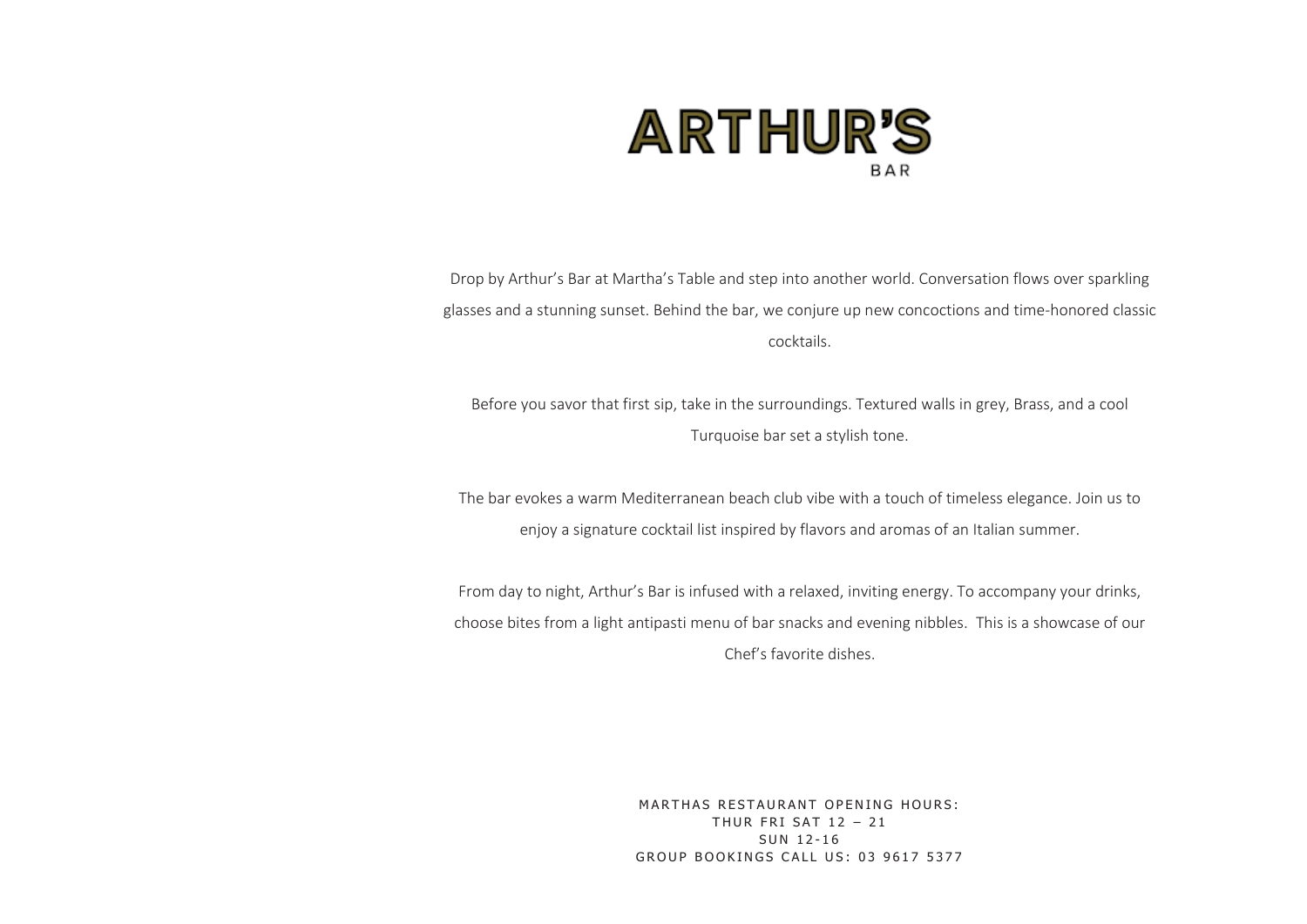# ARTHUR'S

BAR

Drop by Arthur's Bar at Martha's Table and step into another world. Conversation flows over sparkling glasses and a stunning sunset. Behind the bar, we conjure up new concoctions and time-honored classic cocktails.

Before you savor that first sip, take in the surroundings. Textured walls in grey, Brass, and a cool Turquoise bar set a stylish tone.

The bar evokes a warm Mediterranean beach club vibe with a touch of timeless elegance. Join us to enjoy a signature cocktail list inspired by flavors and aromas of an Italian summer.

From day to night, Arthur's Bar is infused with a relaxed, inviting energy. To accompany your drinks, choose bites from a light antipasti menu of bar snacks and evening nibbles. This is a showcase of our Chef's favorite dishes.

MARTHAS RESTAURANT OPENING HOURS:
THUR FRI SAT 12 – 21
SUN 12-16
GROUP BOOKINGS CALL US: 03 9617 5377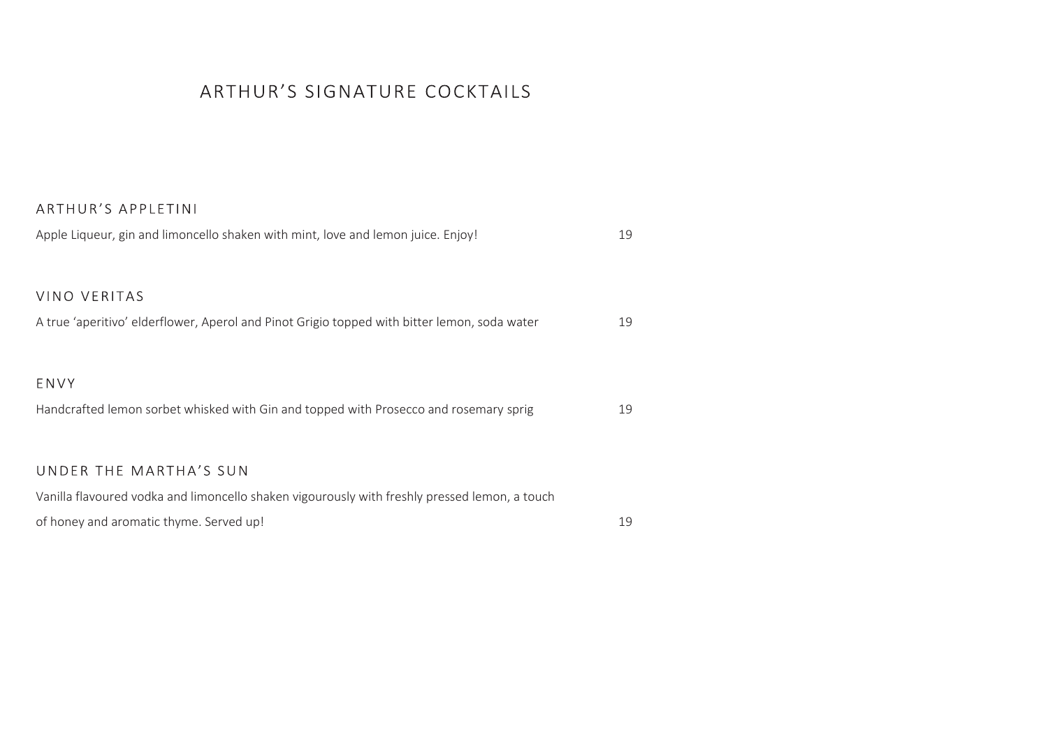# ARTHUR’S SIGNATURE COCKTAILS

## ARTHUR’S APPLETINI

Apple Liqueur, gin and limoncello shaken with mint, love and lemon juice. Enjoy! 19

## VINO VERITAS

A true ‘aperitivo’ elderflower, Aperol and Pinot Grigio topped with bitter lemon, soda water 19

## ENVY

Handcrafted lemon sorbet whisked with Gin and topped with Prosecco and rosemary sprig 19

## UNDER THE MARTHA’S SUN

Vanilla flavoured vodka and limoncello shaken vigourously with freshly pressed lemon, a touch of honey and aromatic thyme. Served up! 19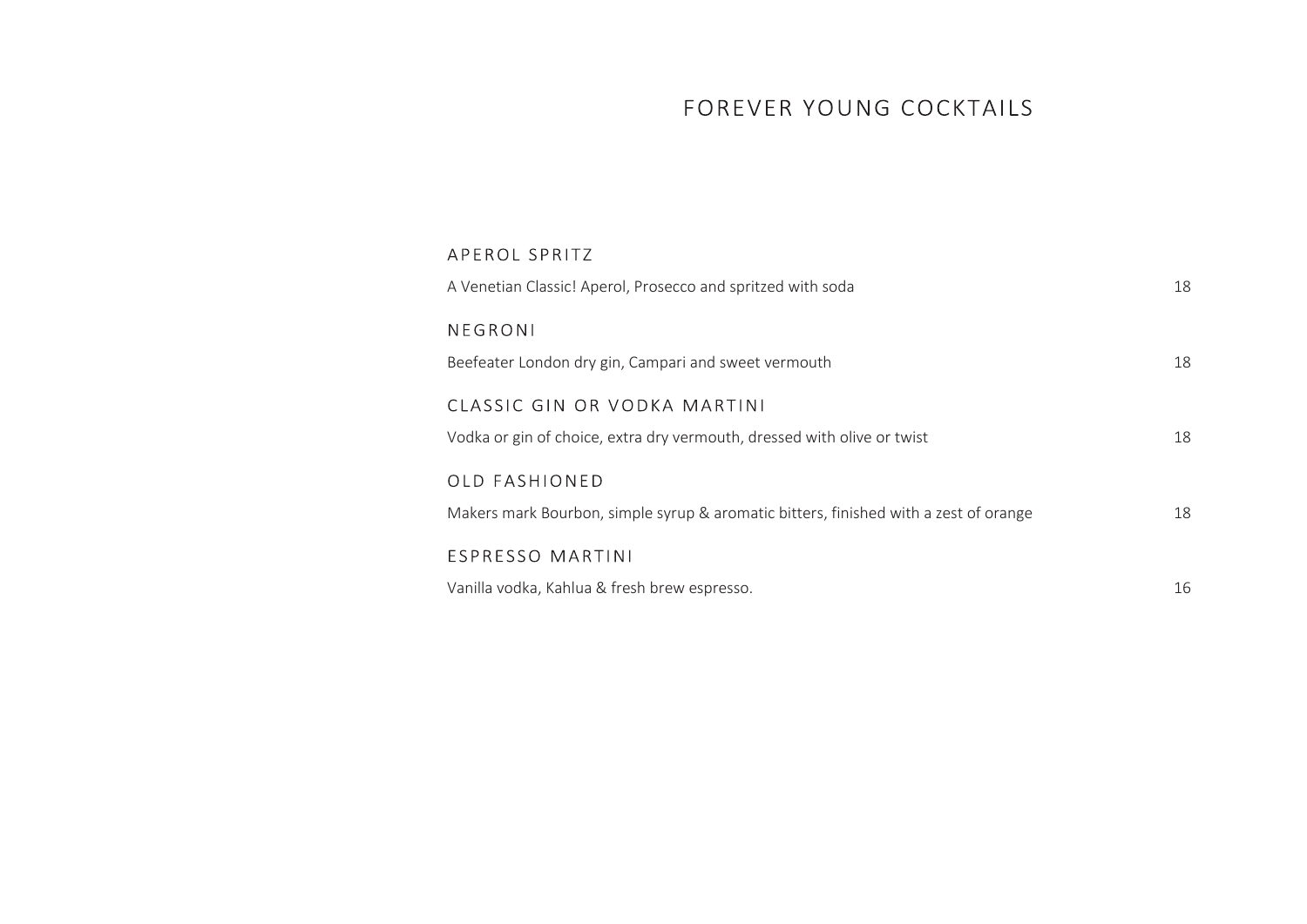# FOREVER YOUNG COCKTAILS

## APEROL SPRITZ

A Venetian Classic! Aperol, Prosecco and spritzed with soda 18

## NEGRONI

Beefeater London dry gin, Campari and sweet vermouth 18

## CLASSIC GIN OR VODKA MARTINI

Vodka or gin of choice, extra dry vermouth, dressed with olive or twist 18

## OLD FASHIONED

Makers mark Bourbon, simple syrup & aromatic bitters, finished with a zest of orange 18

## ESPRESSO MARTINI

Vanilla vodka, Kahlua & fresh brew espresso. 16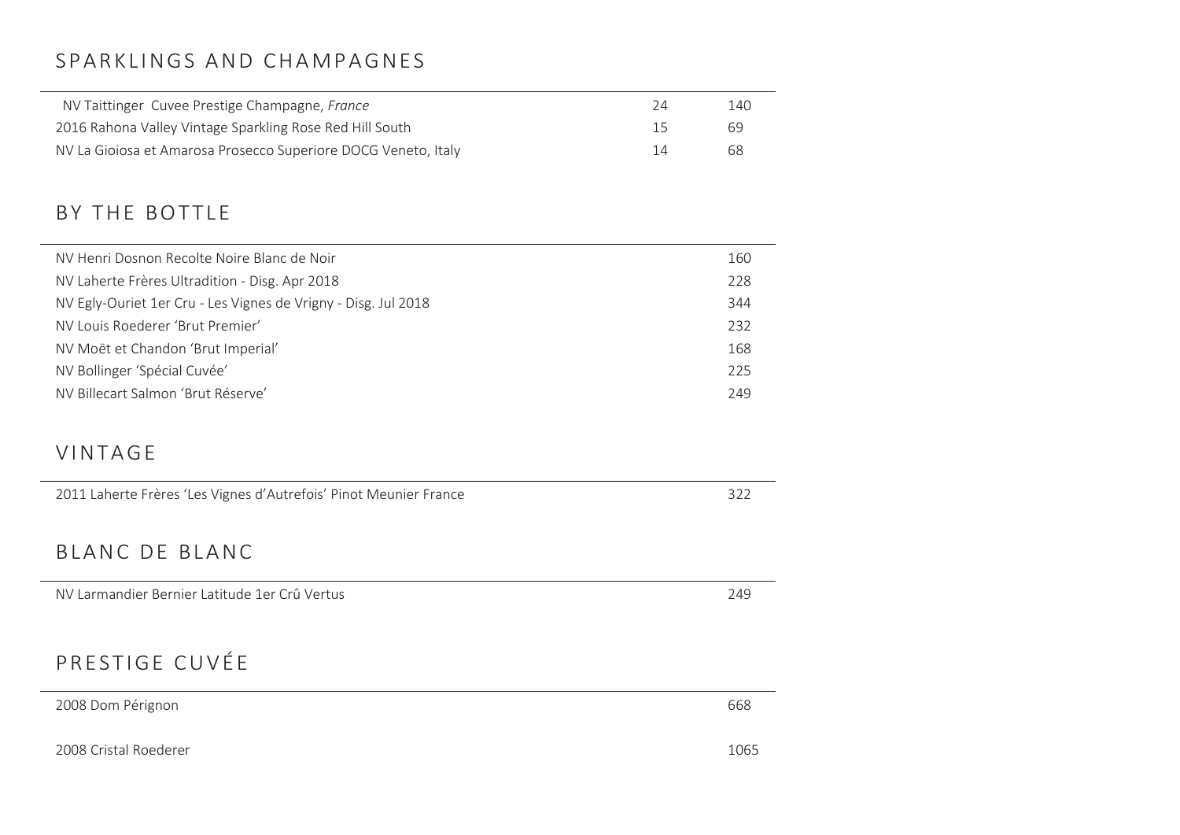## SPARKLINGS AND CHAMPAGNES

| | | |
|---|---|---|
| NV Taittinger Cuvee Prestige Champagne, *France* | 24 | 140 |
| 2016 Rahona Valley Vintage Sparkling Rose Red Hill South | 15 | 69 |
| NV La Gioiosa et Amarosa Prosecco Superiore DOCG Veneto, Italy | 14 | 68 |

## BY THE BOTTLE

| | |
|---|---|
| NV Henri Dosnon Recolte Noire Blanc de Noir | 160 |
| NV Laherte Frères Ultradition - Disg. Apr 2018 | 228 |
| NV Egly-Ouriet 1er Cru - Les Vignes de Vrigny - Disg. Jul 2018 | 344 |
| NV Louis Roederer 'Brut Premier' | 232 |
| NV Moët et Chandon 'Brut Imperial' | 168 |
| NV Bollinger 'Spécial Cuvée' | 225 |
| NV Billecart Salmon 'Brut Réserve' | 249 |

## VINTAGE

| | |
|---|---|
| 2011 Laherte Frères 'Les Vignes d'Autrefois' Pinot Meunier France | 322 |

## BLANC DE BLANC

| | |
|---|---|
| NV Larmandier Bernier Latitude 1er Crû Vertus | 249 |

## PRESTIGE CUVÉE

| | |
|---|---|
| 2008 Dom Pérignon | 668 |
| 2008 Cristal Roederer | 1065 |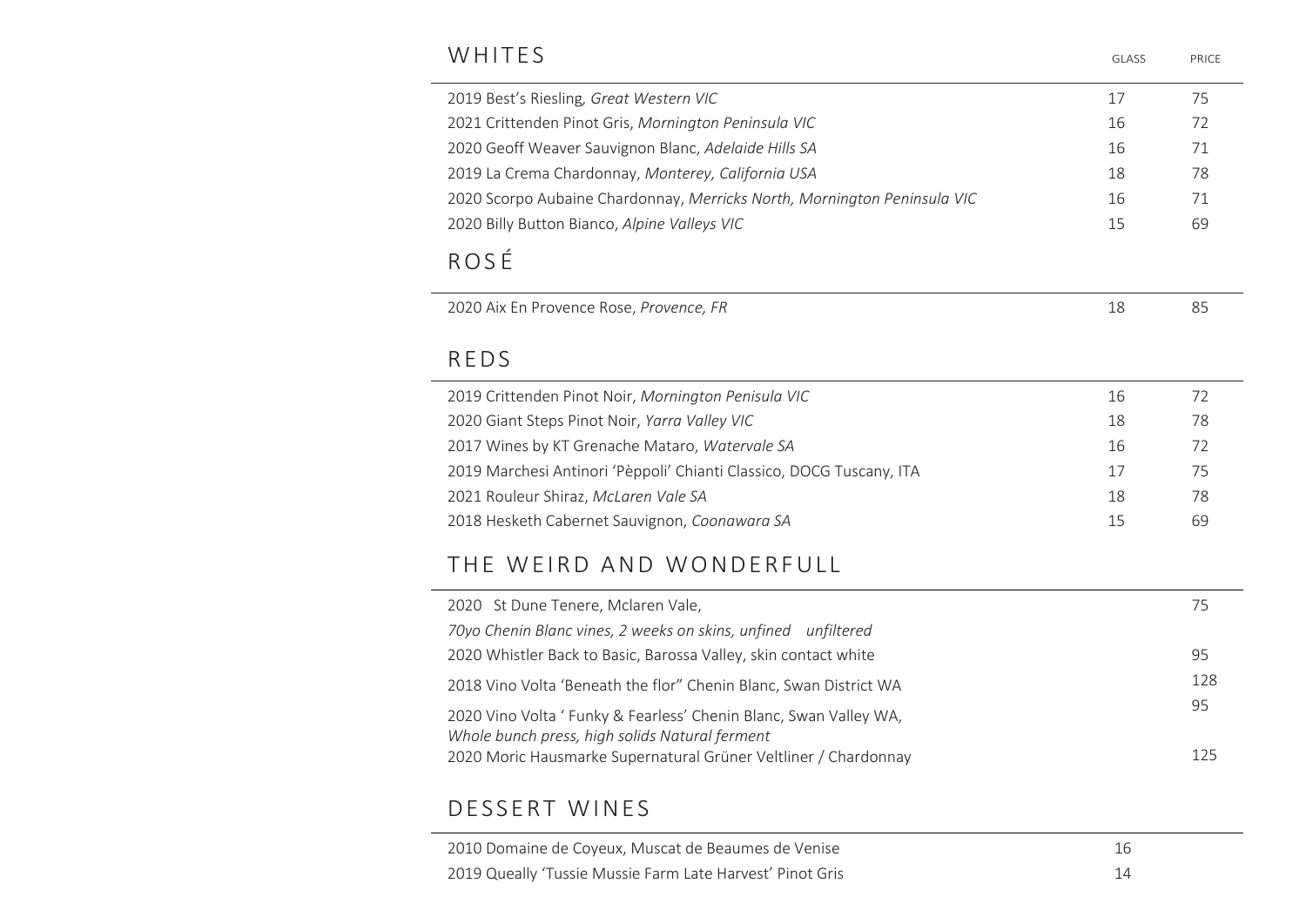## WHITES

| | GLASS | PRICE |
|---|---|---|
| 2019 Best's Riesling, *Great Western VIC* | 17 | 75 |
| 2021 Crittenden Pinot Gris, *Mornington Peninsula VIC* | 16 | 72 |
| 2020 Geoff Weaver Sauvignon Blanc, *Adelaide Hills SA* | 16 | 71 |
| 2019 La Crema Chardonnay, *Monterey, California USA* | 18 | 78 |
| 2020 Scorpo Aubaine Chardonnay, *Merricks North, Mornington Peninsula VIC* | 16 | 71 |
| 2020 Billy Button Bianco, *Alpine Valleys VIC* | 15 | 69 |

## ROSÉ

| | GLASS | PRICE |
|---|---|---|
| 2020 Aix En Provence Rose, *Provence, FR* | 18 | 85 |

## REDS

| | GLASS | PRICE |
|---|---|---|
| 2019 Crittenden Pinot Noir, *Mornington Penisula VIC* | 16 | 72 |
| 2020 Giant Steps Pinot Noir, *Yarra Valley VIC* | 18 | 78 |
| 2017 Wines by KT Grenache Mataro, *Watervale SA* | 16 | 72 |
| 2019 Marchesi Antinori 'Pèppoli' Chianti Classico, DOCG Tuscany, ITA | 17 | 75 |
| 2021 Rouleur Shiraz, *McLaren Vale SA* | 18 | 78 |
| 2018 Hesketh Cabernet Sauvignon, *Coonawara SA* | 15 | 69 |

## THE WEIRD AND WONDERFULL

| | GLASS | PRICE |
|---|---|---|
| 2020 St Dune Tenere, Mclaren Vale, *70yo Chenin Blanc vines, 2 weeks on skins, unfined unfiltered* | | 75 |
| 2020 Whistler Back to Basic, Barossa Valley, skin contact white | | 95 |
| 2018 Vino Volta 'Beneath the flor" Chenin Blanc, Swan District WA | | 128 |
| 2020 Vino Volta ' Funky & Fearless' Chenin Blanc, Swan Valley WA, *Whole bunch press, high solids Natural ferment* | | 95 |
| 2020 Moric Hausmarke Supernatural Grüner Veltliner / Chardonnay | | 125 |

## DESSERT WINES

| | GLASS | PRICE |
|---|---|---|
| 2010 Domaine de Coyeux, Muscat de Beaumes de Venise | 16 | |
| 2019 Queally 'Tussie Mussie Farm Late Harvest' Pinot Gris | 14 | |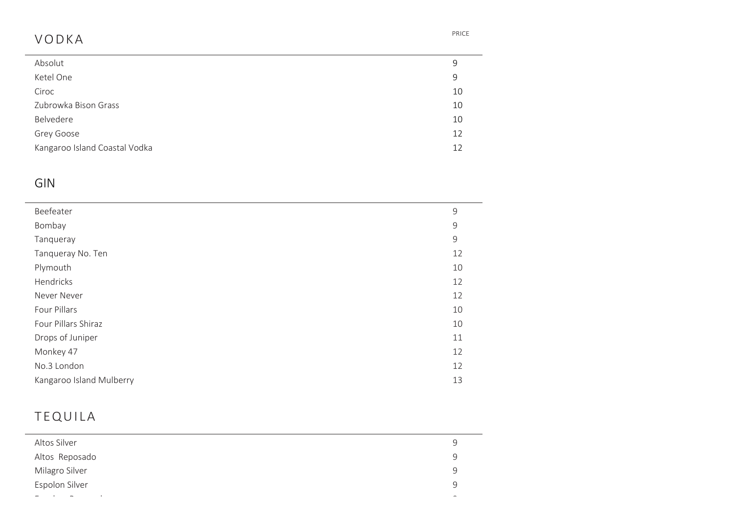## VODKA

| | PRICE |
|---|---|
| Absolut | 9 |
| Ketel One | 9 |
| Ciroc | 10 |
| Zubrowka Bison Grass | 10 |
| Belvedere | 10 |
| Grey Goose | 12 |
| Kangaroo Island Coastal Vodka | 12 |

## GIN

| | |
|---|---|
| Beefeater | 9 |
| Bombay | 9 |
| Tanqueray | 9 |
| Tanqueray No. Ten | 12 |
| Plymouth | 10 |
| Hendricks | 12 |
| Never Never | 12 |
| Four Pillars | 10 |
| Four Pillars Shiraz | 10 |
| Drops of Juniper | 11 |
| Monkey 47 | 12 |
| No.3 London | 12 |
| Kangaroo Island Mulberry | 13 |

## TEQUILA

| | |
|---|---|
| Altos Silver | 9 |
| Altos Reposado | 9 |
| Milagro Silver | 9 |
| Espolon Silver | 9 |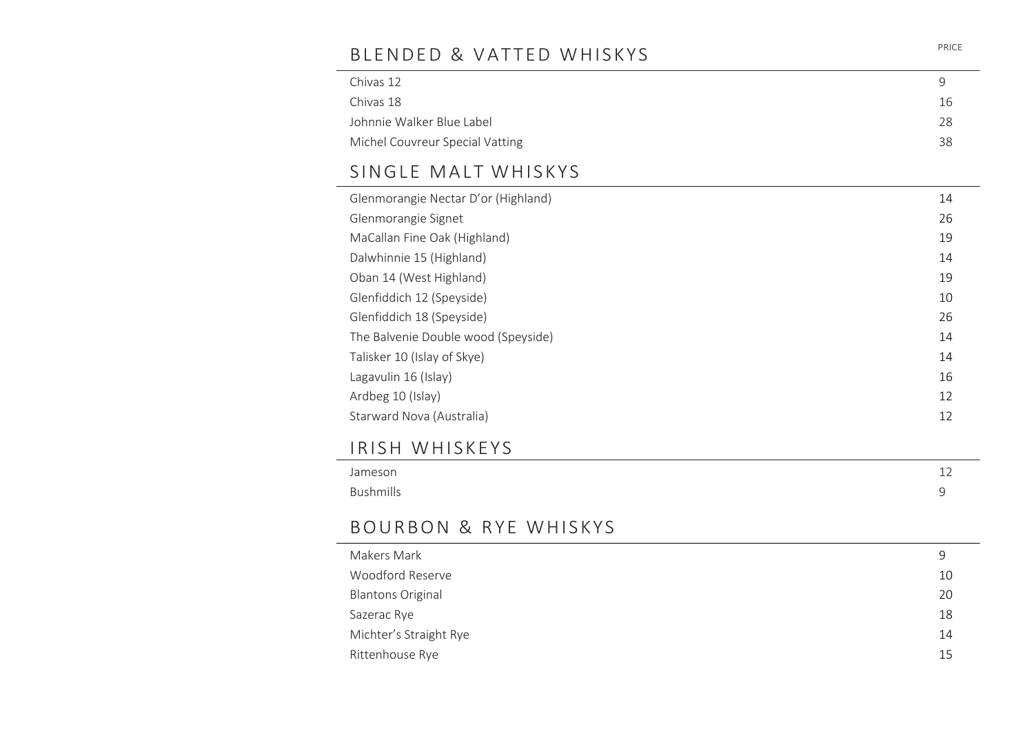## BLENDED & VATTED WHISKYS

| | PRICE |
|---|---|
| Chivas 12 | 9 |
| Chivas 18 | 16 |
| Johnnie Walker Blue Label | 28 |
| Michel Couvreur Special Vatting | 38 |

## SINGLE MALT WHISKYS

| | |
|---|---|
| Glenmorangie Nectar D'or (Highland) | 14 |
| Glenmorangie Signet | 26 |
| MaCallan Fine Oak (Highland) | 19 |
| Dalwhinnie 15 (Highland) | 14 |
| Oban 14 (West Highland) | 19 |
| Glenfiddich 12 (Speyside) | 10 |
| Glenfiddich 18 (Speyside) | 26 |
| The Balvenie Double wood (Speyside) | 14 |
| Talisker 10 (Islay of Skye) | 14 |
| Lagavulin 16 (Islay) | 16 |
| Ardbeg 10 (Islay) | 12 |
| Starward Nova (Australia) | 12 |

## IRISH WHISKEYS

| | |
|---|---|
| Jameson | 12 |
| Bushmills | 9 |

## BOURBON & RYE WHISKYS

| | |
|---|---|
| Makers Mark | 9 |
| Woodford Reserve | 10 |
| Blantons Original | 20 |
| Sazerac Rye | 18 |
| Michter's Straight Rye | 14 |
| Rittenhouse Rye | 15 |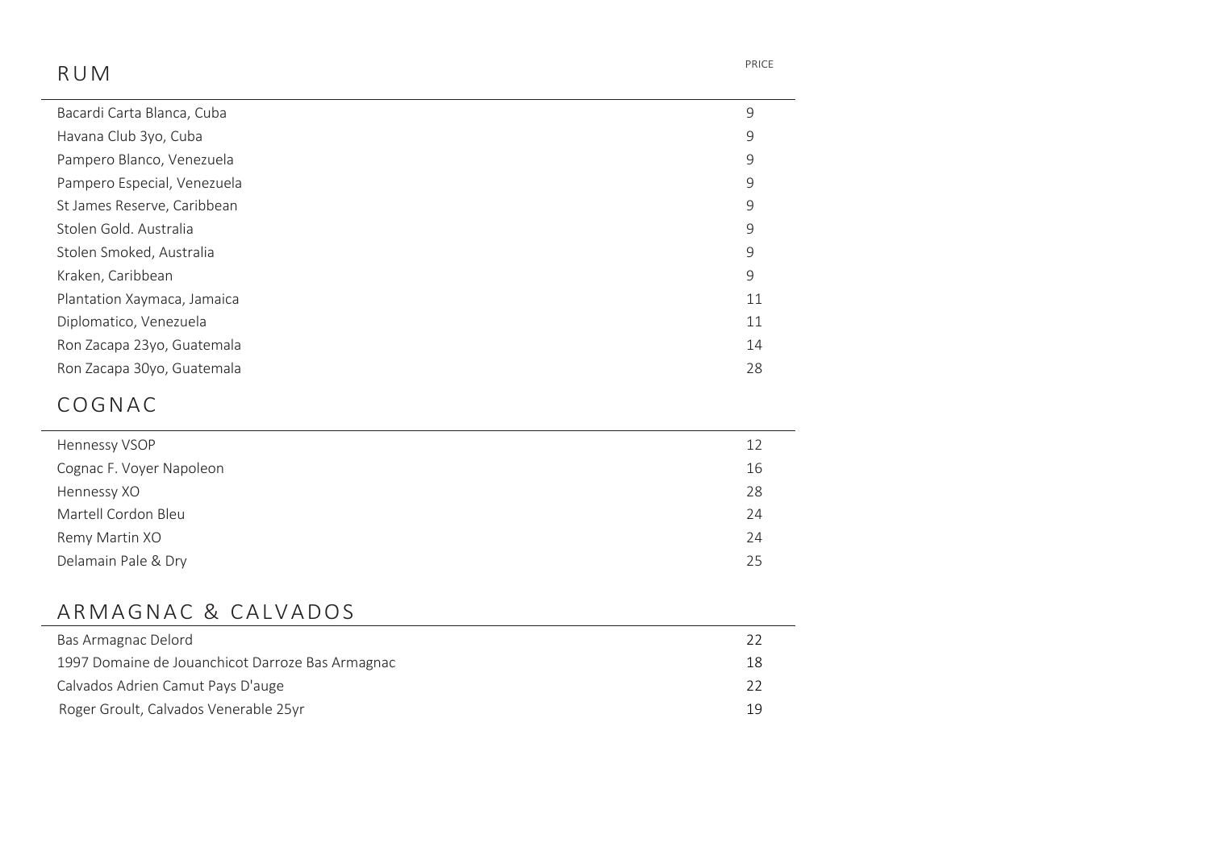## RUM

| | PRICE |
|---|---|
| Bacardi Carta Blanca, Cuba | 9 |
| Havana Club 3yo, Cuba | 9 |
| Pampero Blanco, Venezuela | 9 |
| Pampero Especial, Venezuela | 9 |
| St James Reserve, Caribbean | 9 |
| Stolen Gold. Australia | 9 |
| Stolen Smoked, Australia | 9 |
| Kraken, Caribbean | 9 |
| Plantation Xaymaca, Jamaica | 11 |
| Diplomatico, Venezuela | 11 |
| Ron Zacapa 23yo, Guatemala | 14 |
| Ron Zacapa 30yo, Guatemala | 28 |

## COGNAC

| | |
|---|---|
| Hennessy VSOP | 12 |
| Cognac F. Voyer Napoleon | 16 |
| Hennessy XO | 28 |
| Martell Cordon Bleu | 24 |
| Remy Martin XO | 24 |
| Delamain Pale & Dry | 25 |

## ARMAGNAC & CALVADOS

| | |
|---|---|
| Bas Armagnac Delord | 22 |
| 1997 Domaine de Jouanchicot Darroze Bas Armagnac | 18 |
| Calvados Adrien Camut Pays D'auge | 22 |
| Roger Groult, Calvados Venerable 25yr | 19 |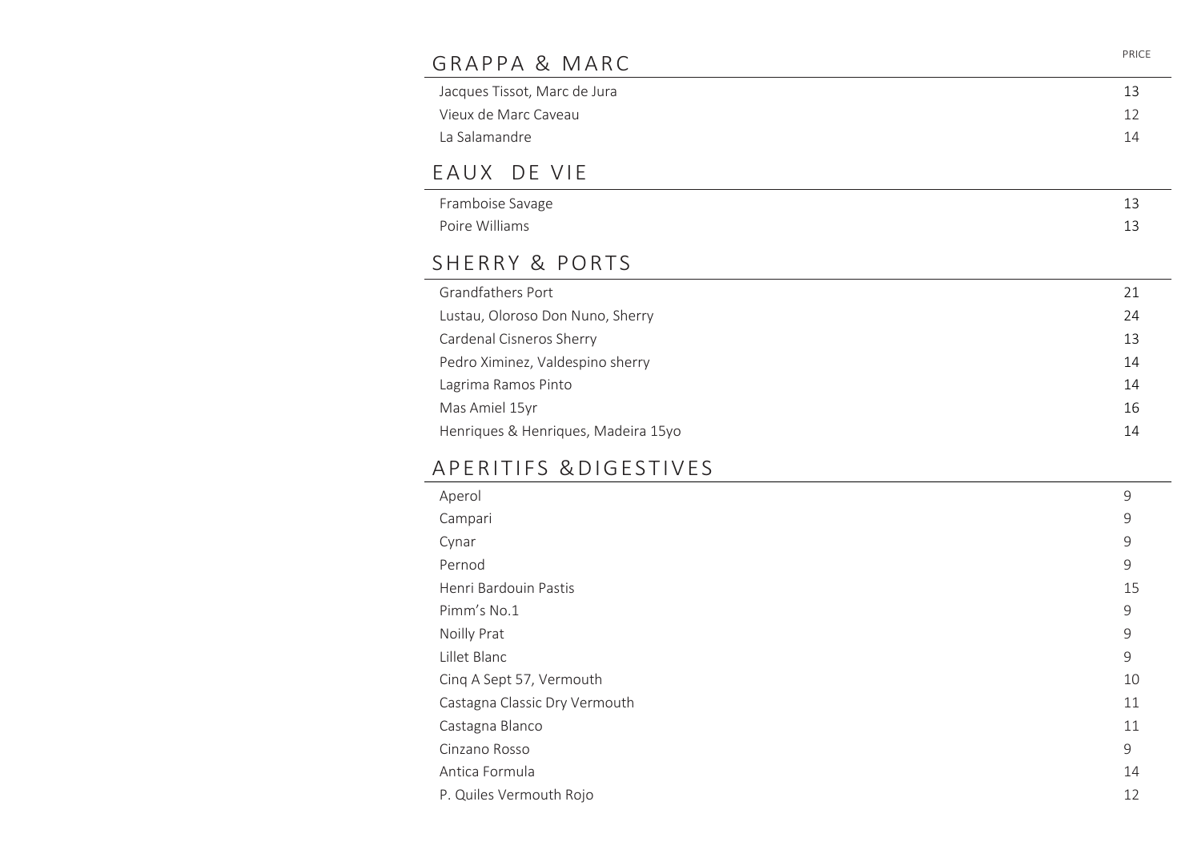## GRAPPA & MARC

| | PRICE |
|---|---|
| Jacques Tissot, Marc de Jura | 13 |
| Vieux de Marc Caveau | 12 |
| La Salamandre | 14 |

## EAUX DE VIE

| | |
|---|---|
| Framboise Savage | 13 |
| Poire Williams | 13 |

## SHERRY & PORTS

| | |
|---|---|
| Grandfathers Port | 21 |
| Lustau, Oloroso Don Nuno, Sherry | 24 |
| Cardenal Cisneros Sherry | 13 |
| Pedro Ximinez, Valdespino sherry | 14 |
| Lagrima Ramos Pinto | 14 |
| Mas Amiel 15yr | 16 |
| Henriques & Henriques, Madeira 15yo | 14 |

## APERITIFS &DIGESTIVES

| | |
|---|---|
| Aperol | 9 |
| Campari | 9 |
| Cynar | 9 |
| Pernod | 9 |
| Henri Bardouin Pastis | 15 |
| Pimm's No.1 | 9 |
| Noilly Prat | 9 |
| Lillet Blanc | 9 |
| Cinq A Sept 57, Vermouth | 10 |
| Castagna Classic Dry Vermouth | 11 |
| Castagna Blanco | 11 |
| Cinzano Rosso | 9 |
| Antica Formula | 14 |
| P. Quiles Vermouth Rojo | 12 |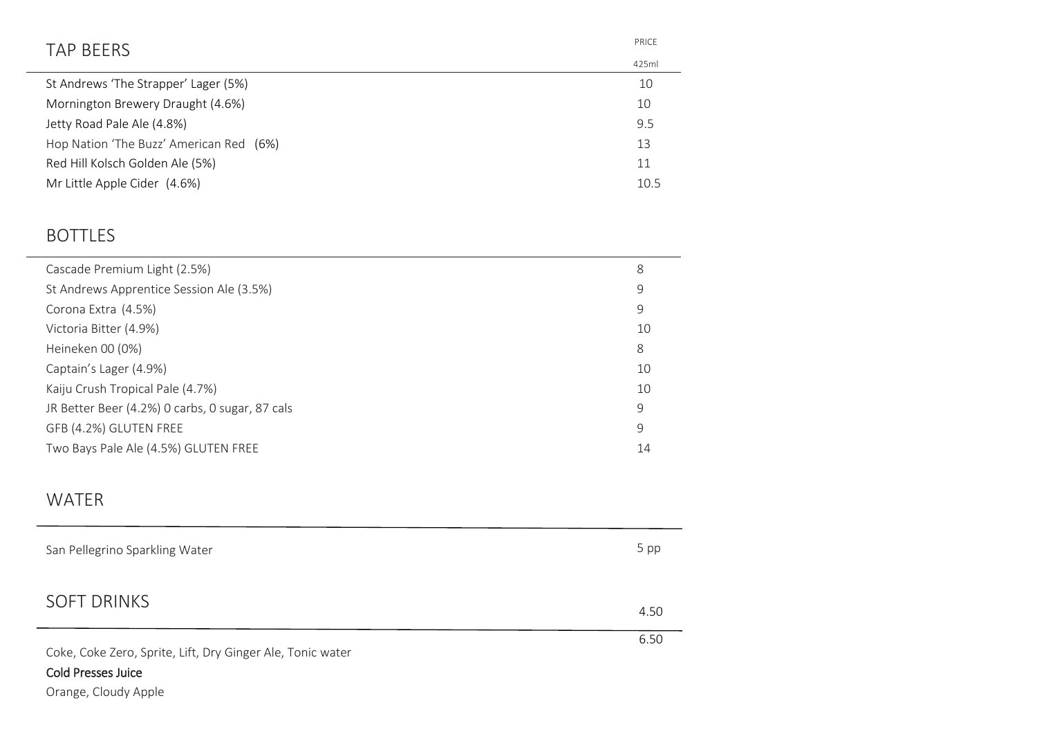## TAP BEERS

| | PRICE 425ml |
|---|---|
| St Andrews 'The Strapper' Lager (5%) | 10 |
| Mornington Brewery Draught (4.6%) | 10 |
| Jetty Road Pale Ale (4.8%) | 9.5 |
| Hop Nation 'The Buzz' American Red (6%) | 13 |
| Red Hill Kolsch Golden Ale (5%) | 11 |
| Mr Little Apple Cider (4.6%) | 10.5 |

## BOTTLES

| | |
|---|---|
| Cascade Premium Light (2.5%) | 8 |
| St Andrews Apprentice Session Ale (3.5%) | 9 |
| Corona Extra (4.5%) | 9 |
| Victoria Bitter (4.9%) | 10 |
| Heineken 00 (0%) | 8 |
| Captain's Lager (4.9%) | 10 |
| Kaiju Crush Tropical Pale (4.7%) | 10 |
| JR Better Beer (4.2%) 0 carbs, 0 sugar, 87 cals | 9 |
| GFB (4.2%) GLUTEN FREE | 9 |
| Two Bays Pale Ale (4.5%) GLUTEN FREE | 14 |

## WATER

| | |
|---|---|
| San Pellegrino Sparkling Water | 5 pp |

## SOFT DRINKS

| | |
|---|---|
| Coke, Coke Zero, Sprite, Lift, Dry Ginger Ale, Tonic water | 4.50 |
| **Cold Presses Juice** Orange, Cloudy Apple | 6.50 |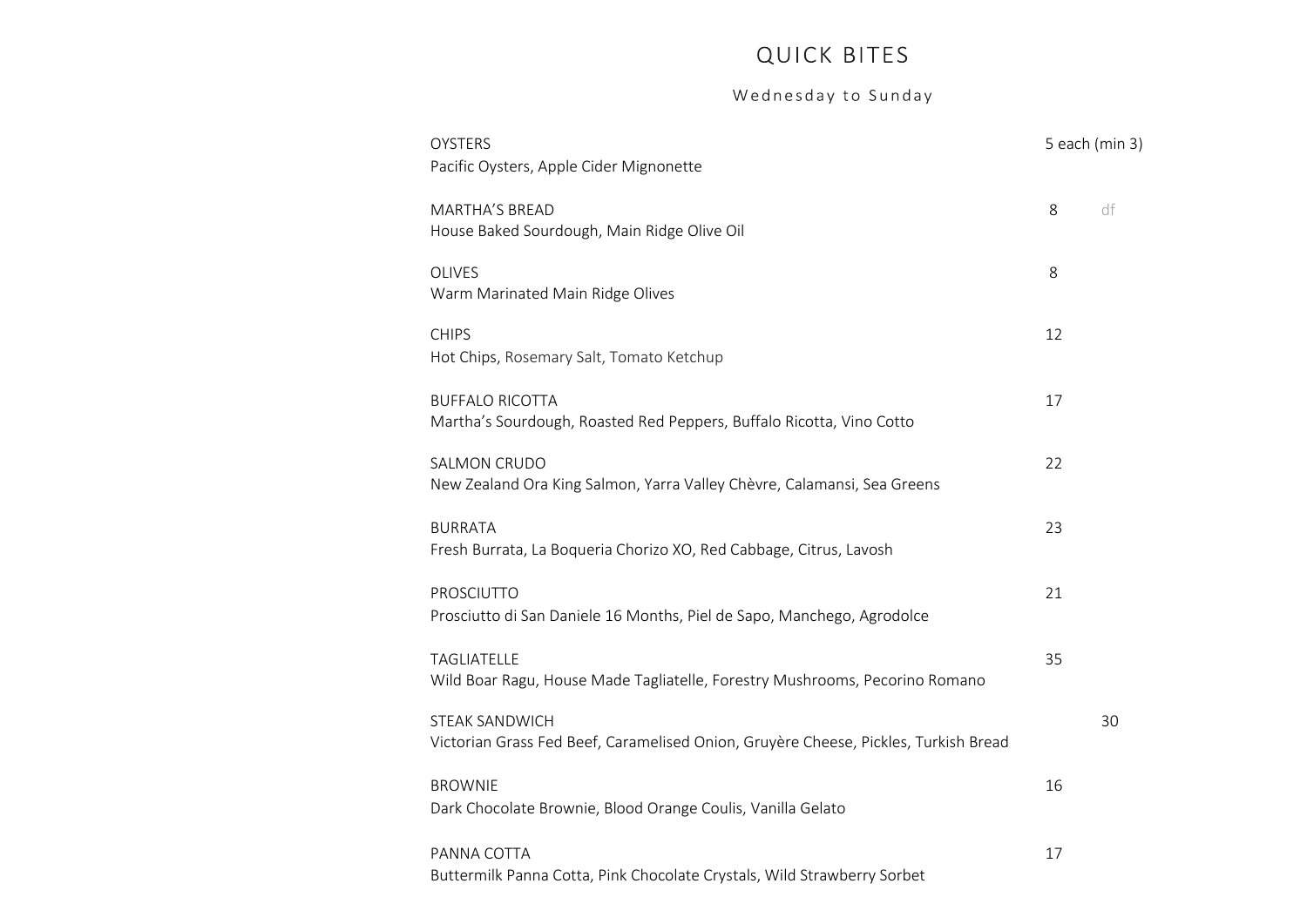# QUICK BITES

Wednesday to Sunday

| | | |
|---|---|---|
| OYSTERS<br>Pacific Oysters, Apple Cider Mignonette | 5 each (min 3) | |
| MARTHA'S BREAD<br>House Baked Sourdough, Main Ridge Olive Oil | 8 | df |
| OLIVES<br>Warm Marinated Main Ridge Olives | 8 | |
| CHIPS<br>Hot Chips, Rosemary Salt, Tomato Ketchup | 12 | |
| BUFFALO RICOTTA<br>Martha's Sourdough, Roasted Red Peppers, Buffalo Ricotta, Vino Cotto | 17 | |
| SALMON CRUDO<br>New Zealand Ora King Salmon, Yarra Valley Chèvre, Calamansi, Sea Greens | 22 | |
| BURRATA<br>Fresh Burrata, La Boqueria Chorizo XO, Red Cabbage, Citrus, Lavosh | 23 | |
| PROSCIUTTO<br>Prosciutto di San Daniele 16 Months, Piel de Sapo, Manchego, Agrodolce | 21 | |
| TAGLIATELLE<br>Wild Boar Ragu, House Made Tagliatelle, Forestry Mushrooms, Pecorino Romano | 35 | |
| STEAK SANDWICH<br>Victorian Grass Fed Beef, Caramelised Onion, Gruyère Cheese, Pickles, Turkish Bread | | 30 |
| BROWNIE<br>Dark Chocolate Brownie, Blood Orange Coulis, Vanilla Gelato | 16 | |
| PANNA COTTA<br>Buttermilk Panna Cotta, Pink Chocolate Crystals, Wild Strawberry Sorbet | 17 | |